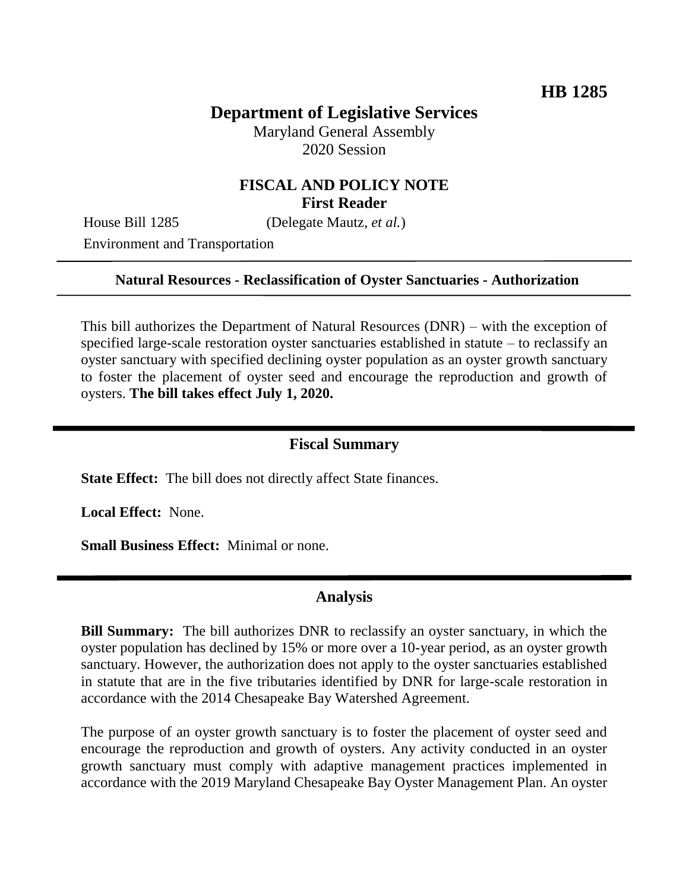**HB 1285**

# Department of Legislative Services

Maryland General Assembly
2020 Session

## FISCAL AND POLICY NOTE
**First Reader**

House Bill 1285 (Delegate Mautz, *et al.*)

Environment and Transportation

---

**Natural Resources - Reclassification of Oyster Sanctuaries - Authorization**

---

This bill authorizes the Department of Natural Resources (DNR) – with the exception of specified large-scale restoration oyster sanctuaries established in statute – to reclassify an oyster sanctuary with specified declining oyster population as an oyster growth sanctuary to foster the placement of oyster seed and encourage the reproduction and growth of oysters. **The bill takes effect July 1, 2020.**

---

## Fiscal Summary

**State Effect:** The bill does not directly affect State finances.

**Local Effect:** None.

**Small Business Effect:** Minimal or none.

---

## Analysis

**Bill Summary:** The bill authorizes DNR to reclassify an oyster sanctuary, in which the oyster population has declined by 15% or more over a 10-year period, as an oyster growth sanctuary. However, the authorization does not apply to the oyster sanctuaries established in statute that are in the five tributaries identified by DNR for large-scale restoration in accordance with the 2014 Chesapeake Bay Watershed Agreement.

The purpose of an oyster growth sanctuary is to foster the placement of oyster seed and encourage the reproduction and growth of oysters. Any activity conducted in an oyster growth sanctuary must comply with adaptive management practices implemented in accordance with the 2019 Maryland Chesapeake Bay Oyster Management Plan. An oyster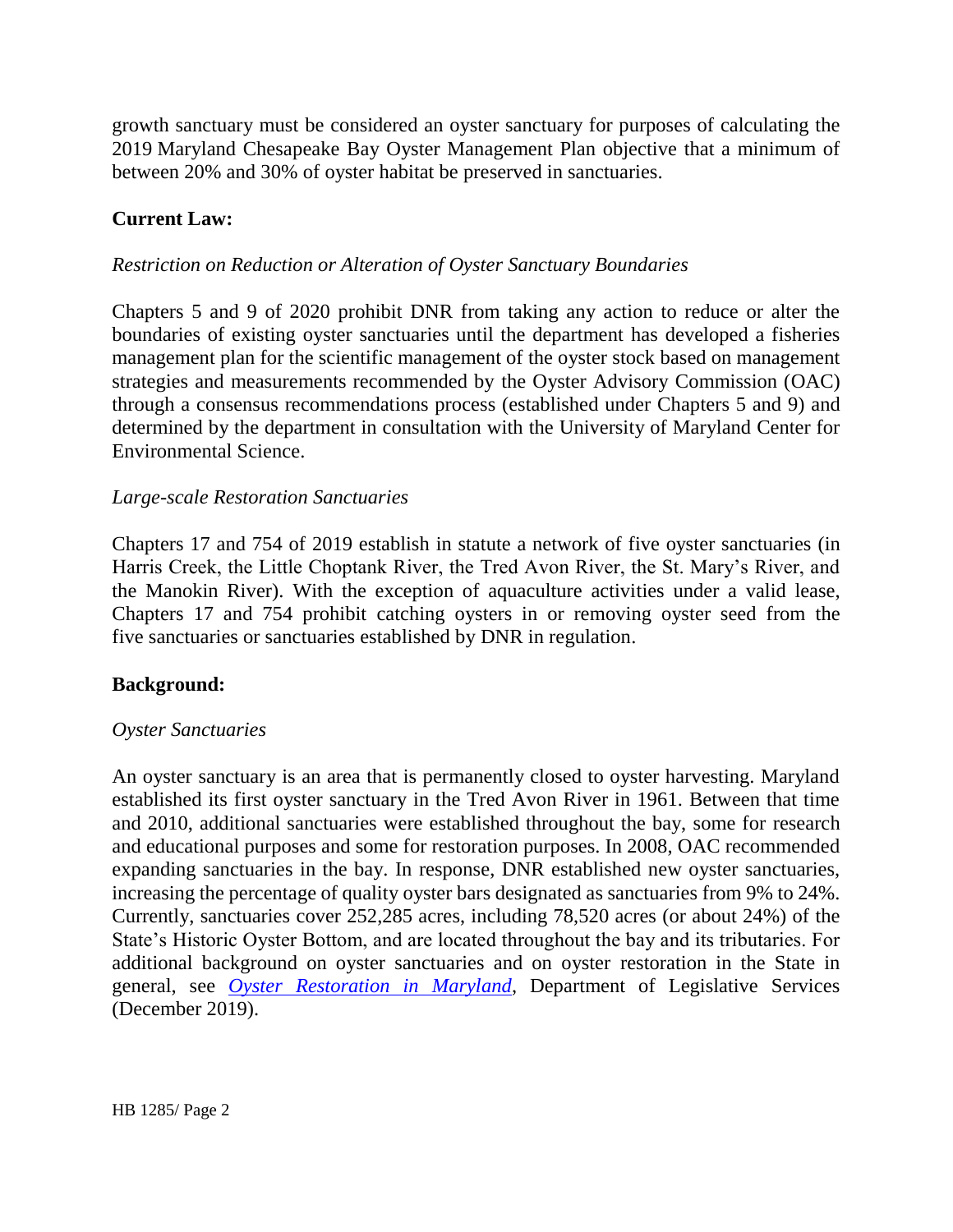growth sanctuary must be considered an oyster sanctuary for purposes of calculating the 2019 Maryland Chesapeake Bay Oyster Management Plan objective that a minimum of between 20% and 30% of oyster habitat be preserved in sanctuaries.

**Current Law:**

*Restriction on Reduction or Alteration of Oyster Sanctuary Boundaries*

Chapters 5 and 9 of 2020 prohibit DNR from taking any action to reduce or alter the boundaries of existing oyster sanctuaries until the department has developed a fisheries management plan for the scientific management of the oyster stock based on management strategies and measurements recommended by the Oyster Advisory Commission (OAC) through a consensus recommendations process (established under Chapters 5 and 9) and determined by the department in consultation with the University of Maryland Center for Environmental Science.

*Large-scale Restoration Sanctuaries*

Chapters 17 and 754 of 2019 establish in statute a network of five oyster sanctuaries (in Harris Creek, the Little Choptank River, the Tred Avon River, the St. Mary's River, and the Manokin River). With the exception of aquaculture activities under a valid lease, Chapters 17 and 754 prohibit catching oysters in or removing oyster seed from the five sanctuaries or sanctuaries established by DNR in regulation.

**Background:**

*Oyster Sanctuaries*

An oyster sanctuary is an area that is permanently closed to oyster harvesting. Maryland established its first oyster sanctuary in the Tred Avon River in 1961. Between that time and 2010, additional sanctuaries were established throughout the bay, some for research and educational purposes and some for restoration purposes. In 2008, OAC recommended expanding sanctuaries in the bay. In response, DNR established new oyster sanctuaries, increasing the percentage of quality oyster bars designated as sanctuaries from 9% to 24%. Currently, sanctuaries cover 252,285 acres, including 78,520 acres (or about 24%) of the State's Historic Oyster Bottom, and are located throughout the bay and its tributaries. For additional background on oyster sanctuaries and on oyster restoration in the State in general, see *Oyster Restoration in Maryland*, Department of Legislative Services (December 2019).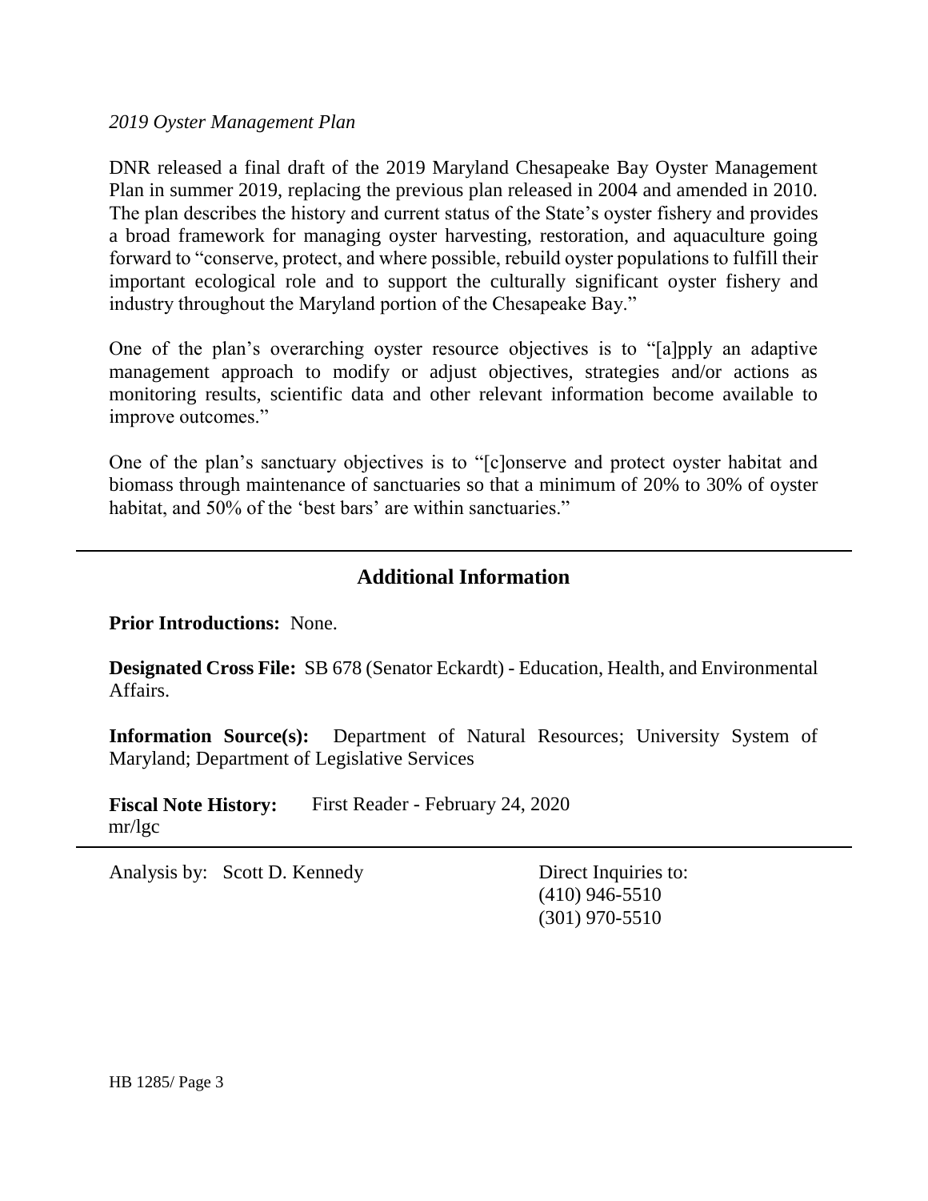*2019 Oyster Management Plan*

DNR released a final draft of the 2019 Maryland Chesapeake Bay Oyster Management Plan in summer 2019, replacing the previous plan released in 2004 and amended in 2010. The plan describes the history and current status of the State's oyster fishery and provides a broad framework for managing oyster harvesting, restoration, and aquaculture going forward to "conserve, protect, and where possible, rebuild oyster populations to fulfill their important ecological role and to support the culturally significant oyster fishery and industry throughout the Maryland portion of the Chesapeake Bay."

One of the plan's overarching oyster resource objectives is to "[a]pply an adaptive management approach to modify or adjust objectives, strategies and/or actions as monitoring results, scientific data and other relevant information become available to improve outcomes."

One of the plan's sanctuary objectives is to "[c]onserve and protect oyster habitat and biomass through maintenance of sanctuaries so that a minimum of 20% to 30% of oyster habitat, and 50% of the 'best bars' are within sanctuaries."

---

## Additional Information

**Prior Introductions:** None.

**Designated Cross File:** SB 678 (Senator Eckardt) - Education, Health, and Environmental Affairs.

**Information Source(s):** Department of Natural Resources; University System of Maryland; Department of Legislative Services

**Fiscal Note History:** First Reader - February 24, 2020
mr/lgc

---

Analysis by: Scott D. Kennedy

Direct Inquiries to:
(410) 946-5510
(301) 970-5510